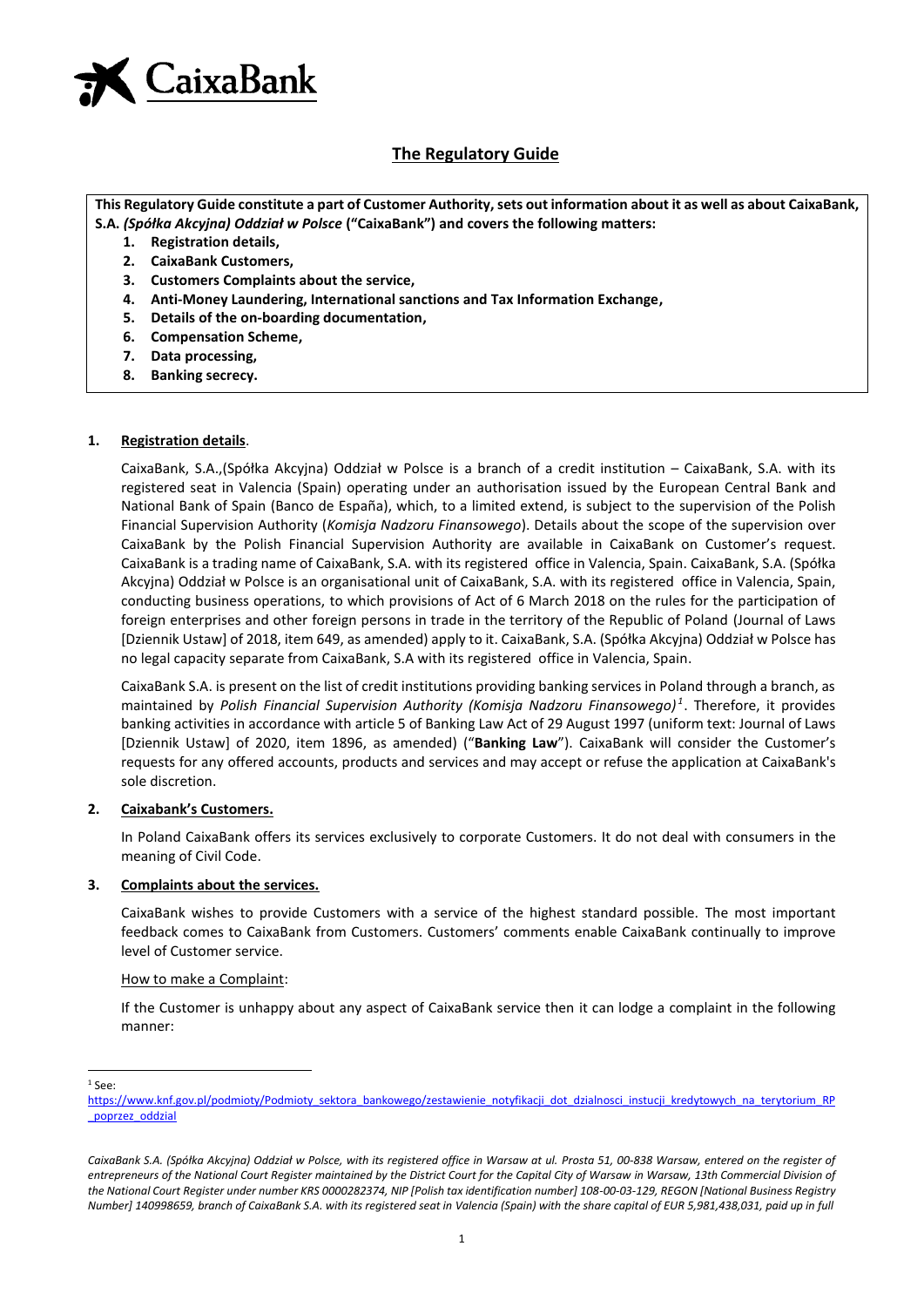# The Regulatory Guide

**This Regulatory Guide constitute a part of Customer Authority, sets out information about it as well as about CaixaBank, S.A. *(Spółka Akcyjna) Oddział w Polsce* ("CaixaBank") and covers the following matters:**

1. **Registration details,**
2. **CaixaBank Customers,**
3. **Customers Complaints about the service,**
4. **Anti-Money Laundering, International sanctions and Tax Information Exchange,**
5. **Details of the on-boarding documentation,**
6. **Compensation Scheme,**
7. **Data processing,**
8. **Banking secrecy.**

## 1. Registration details.

CaixaBank, S.A.,(Spółka Akcyjna) Oddział w Polsce is a branch of a credit institution – CaixaBank, S.A. with its registered seat in Valencia (Spain) operating under an authorisation issued by the European Central Bank and National Bank of Spain (Banco de España), which, to a limited extend, is subject to the supervision of the Polish Financial Supervision Authority (*Komisja Nadzoru Finansowego*). Details about the scope of the supervision over CaixaBank by the Polish Financial Supervision Authority are available in CaixaBank on Customer's request. CaixaBank is a trading name of CaixaBank, S.A. with its registered office in Valencia, Spain. CaixaBank, S.A. (Spółka Akcyjna) Oddział w Polsce is an organisational unit of CaixaBank, S.A. with its registered office in Valencia, Spain, conducting business operations, to which provisions of Act of 6 March 2018 on the rules for the participation of foreign enterprises and other foreign persons in trade in the territory of the Republic of Poland (Journal of Laws [Dziennik Ustaw] of 2018, item 649, as amended) apply to it. CaixaBank, S.A. (Spółka Akcyjna) Oddział w Polsce has no legal capacity separate from CaixaBank, S.A with its registered office in Valencia, Spain.

CaixaBank S.A. is present on the list of credit institutions providing banking services in Poland through a branch, as maintained by *Polish Financial Supervision Authority (Komisja Nadzoru Finansowego)*[1]. Therefore, it provides banking activities in accordance with article 5 of Banking Law Act of 29 August 1997 (uniform text: Journal of Laws [Dziennik Ustaw] of 2020, item 1896, as amended) ("**Banking Law**"). CaixaBank will consider the Customer's requests for any offered accounts, products and services and may accept or refuse the application at CaixaBank's sole discretion.

## 2. Caixabank's Customers.

In Poland CaixaBank offers its services exclusively to corporate Customers. It do not deal with consumers in the meaning of Civil Code.

## 3. Complaints about the services.

CaixaBank wishes to provide Customers with a service of the highest standard possible. The most important feedback comes to CaixaBank from Customers. Customers' comments enable CaixaBank continually to improve level of Customer service.

How to make a Complaint:

If the Customer is unhappy about any aspect of CaixaBank service then it can lodge a complaint in the following manner:

---

[1] See: https://www.knf.gov.pl/podmioty/Podmioty_sektora_bankowego/zestawienie_notyfikacji_dot_dzialnosci_instucji_kredytowych_na_terytorium_RP_poprzez_oddzial

*CaixaBank S.A. (Spółka Akcyjna) Oddział w Polsce, with its registered office in Warsaw at ul. Prosta 51, 00-838 Warsaw, entered on the register of entrepreneurs of the National Court Register maintained by the District Court for the Capital City of Warsaw in Warsaw, 13th Commercial Division of the National Court Register under number KRS 0000282374, NIP [Polish tax identification number] 108-00-03-129, REGON [National Business Registry Number] 140998659, branch of CaixaBank S.A. with its registered seat in Valencia (Spain) with the share capital of EUR 5,981,438,031, paid up in full*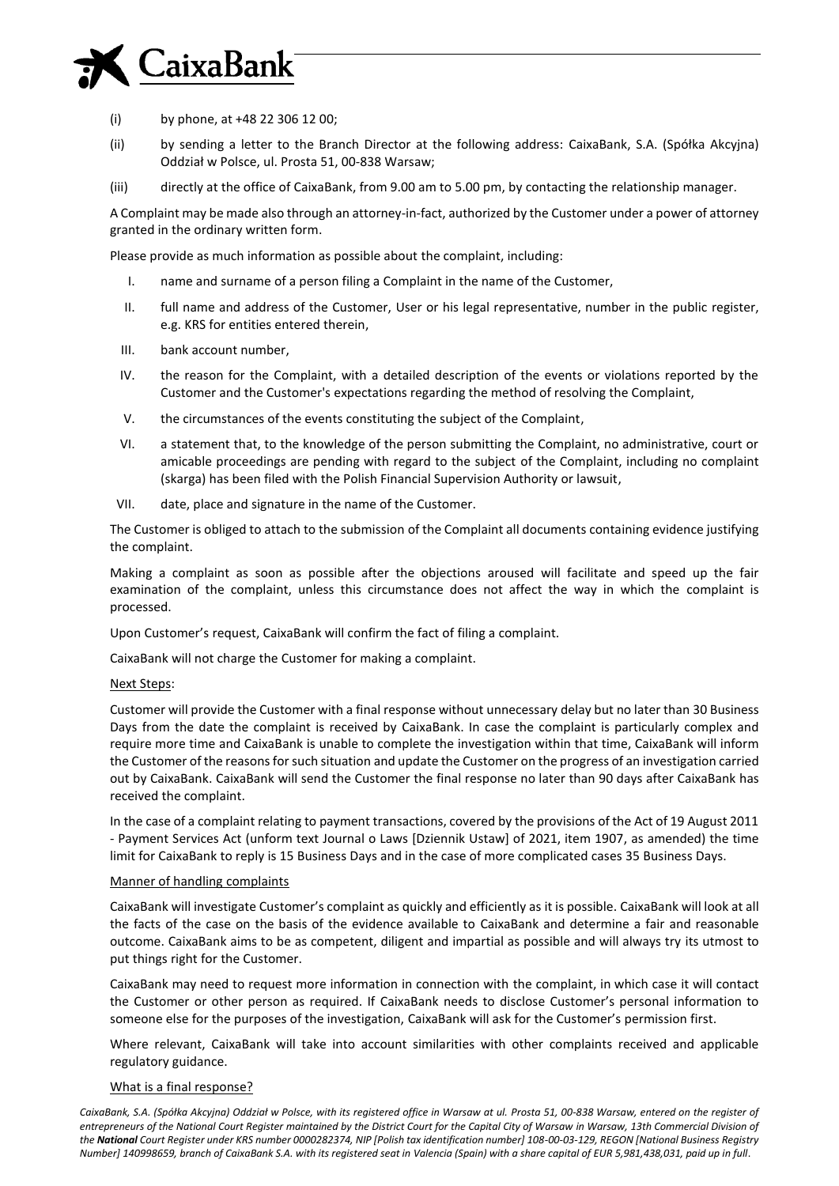(i) by phone, at +48 22 306 12 00;

(ii) by sending a letter to the Branch Director at the following address: CaixaBank, S.A. (Spółka Akcyjna) Oddział w Polsce, ul. Prosta 51, 00-838 Warsaw;

(iii) directly at the office of CaixaBank, from 9.00 am to 5.00 pm, by contacting the relationship manager.

A Complaint may be made also through an attorney-in-fact, authorized by the Customer under a power of attorney granted in the ordinary written form.

Please provide as much information as possible about the complaint, including:

I. name and surname of a person filing a Complaint in the name of the Customer,

II. full name and address of the Customer, User or his legal representative, number in the public register, e.g. KRS for entities entered therein,

III. bank account number,

IV. the reason for the Complaint, with a detailed description of the events or violations reported by the Customer and the Customer's expectations regarding the method of resolving the Complaint,

V. the circumstances of the events constituting the subject of the Complaint,

VI. a statement that, to the knowledge of the person submitting the Complaint, no administrative, court or amicable proceedings are pending with regard to the subject of the Complaint, including no complaint (skarga) has been filed with the Polish Financial Supervision Authority or lawsuit,

VII. date, place and signature in the name of the Customer.

The Customer is obliged to attach to the submission of the Complaint all documents containing evidence justifying the complaint.

Making a complaint as soon as possible after the objections aroused will facilitate and speed up the fair examination of the complaint, unless this circumstance does not affect the way in which the complaint is processed.

Upon Customer's request, CaixaBank will confirm the fact of filing a complaint.

CaixaBank will not charge the Customer for making a complaint.

Next Steps:

Customer will provide the Customer with a final response without unnecessary delay but no later than 30 Business Days from the date the complaint is received by CaixaBank. In case the complaint is particularly complex and require more time and CaixaBank is unable to complete the investigation within that time, CaixaBank will inform the Customer of the reasons for such situation and update the Customer on the progress of an investigation carried out by CaixaBank. CaixaBank will send the Customer the final response no later than 90 days after CaixaBank has received the complaint.

In the case of a complaint relating to payment transactions, covered by the provisions of the Act of 19 August 2011 - Payment Services Act (unform text Journal o Laws [Dziennik Ustaw] of 2021, item 1907, as amended) the time limit for CaixaBank to reply is 15 Business Days and in the case of more complicated cases 35 Business Days.

Manner of handling complaints

CaixaBank will investigate Customer's complaint as quickly and efficiently as it is possible. CaixaBank will look at all the facts of the case on the basis of the evidence available to CaixaBank and determine a fair and reasonable outcome. CaixaBank aims to be as competent, diligent and impartial as possible and will always try its utmost to put things right for the Customer.

CaixaBank may need to request more information in connection with the complaint, in which case it will contact the Customer or other person as required. If CaixaBank needs to disclose Customer's personal information to someone else for the purposes of the investigation, CaixaBank will ask for the Customer's permission first.

Where relevant, CaixaBank will take into account similarities with other complaints received and applicable regulatory guidance.

What is a final response?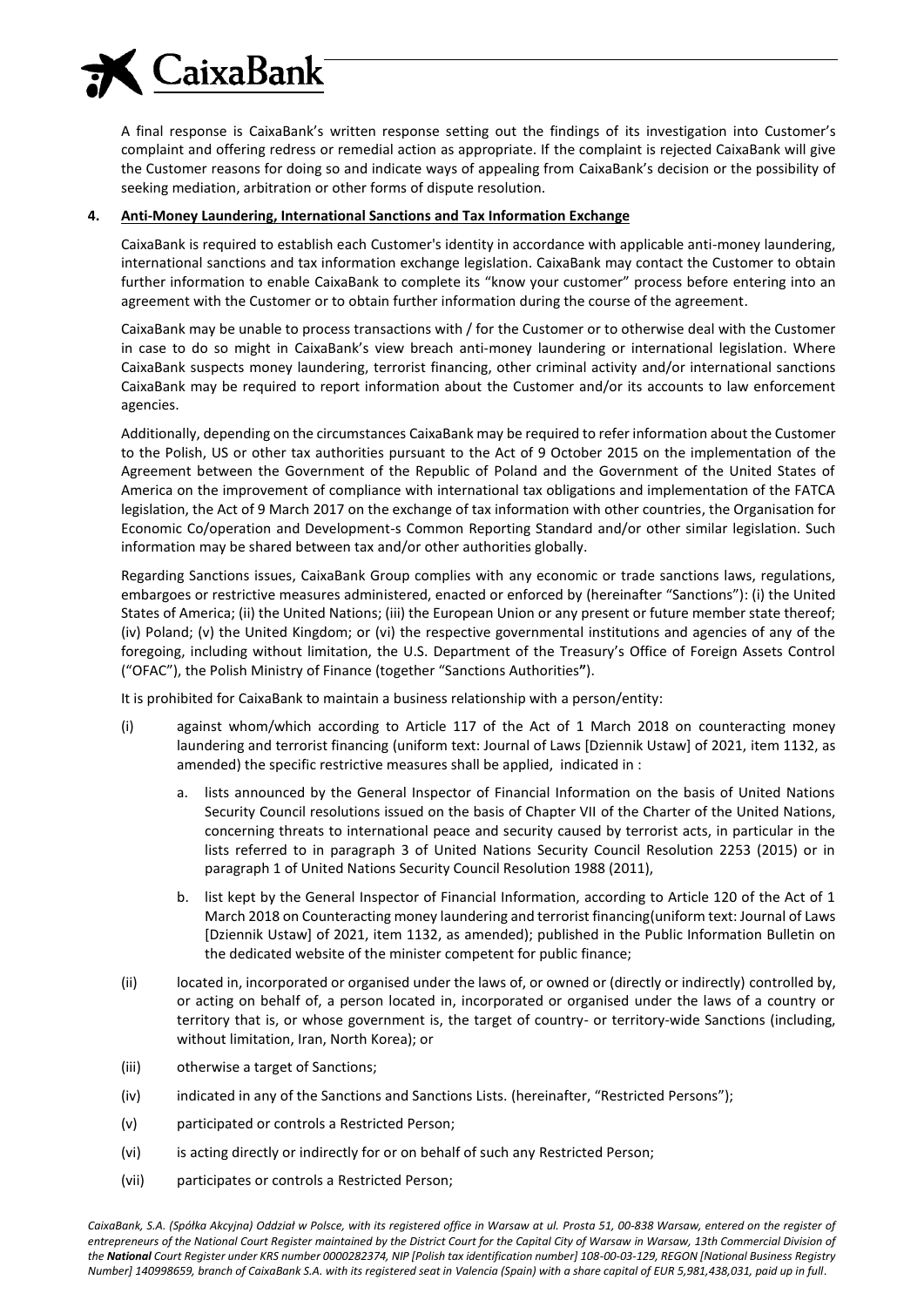A final response is CaixaBank's written response setting out the findings of its investigation into Customer's complaint and offering redress or remedial action as appropriate. If the complaint is rejected CaixaBank will give the Customer reasons for doing so and indicate ways of appealing from CaixaBank's decision or the possibility of seeking mediation, arbitration or other forms of dispute resolution.

**4. Anti-Money Laundering, International Sanctions and Tax Information Exchange**

CaixaBank is required to establish each Customer's identity in accordance with applicable anti-money laundering, international sanctions and tax information exchange legislation. CaixaBank may contact the Customer to obtain further information to enable CaixaBank to complete its "know your customer" process before entering into an agreement with the Customer or to obtain further information during the course of the agreement.

CaixaBank may be unable to process transactions with / for the Customer or to otherwise deal with the Customer in case to do so might in CaixaBank's view breach anti-money laundering or international legislation. Where CaixaBank suspects money laundering, terrorist financing, other criminal activity and/or international sanctions CaixaBank may be required to report information about the Customer and/or its accounts to law enforcement agencies.

Additionally, depending on the circumstances CaixaBank may be required to refer information about the Customer to the Polish, US or other tax authorities pursuant to the Act of 9 October 2015 on the implementation of the Agreement between the Government of the Republic of Poland and the Government of the United States of America on the improvement of compliance with international tax obligations and implementation of the FATCA legislation, the Act of 9 March 2017 on the exchange of tax information with other countries, the Organisation for Economic Co/operation and Development-s Common Reporting Standard and/or other similar legislation. Such information may be shared between tax and/or other authorities globally.

Regarding Sanctions issues, CaixaBank Group complies with any economic or trade sanctions laws, regulations, embargoes or restrictive measures administered, enacted or enforced by (hereinafter "Sanctions"): (i) the United States of America; (ii) the United Nations; (iii) the European Union or any present or future member state thereof; (iv) Poland; (v) the United Kingdom; or (vi) the respective governmental institutions and agencies of any of the foregoing, including without limitation, the U.S. Department of the Treasury's Office of Foreign Assets Control ("OFAC"), the Polish Ministry of Finance (together "Sanctions Authorities**"**).

It is prohibited for CaixaBank to maintain a business relationship with a person/entity:

(i) against whom/which according to Article 117 of the Act of 1 March 2018 on counteracting money laundering and terrorist financing (uniform text: Journal of Laws [Dziennik Ustaw] of 2021, item 1132, as amended) the specific restrictive measures shall be applied, indicated in :

   a. lists announced by the General Inspector of Financial Information on the basis of United Nations Security Council resolutions issued on the basis of Chapter VII of the Charter of the United Nations, concerning threats to international peace and security caused by terrorist acts, in particular in the lists referred to in paragraph 3 of United Nations Security Council Resolution 2253 (2015) or in paragraph 1 of United Nations Security Council Resolution 1988 (2011),

   b. list kept by the General Inspector of Financial Information, according to Article 120 of the Act of 1 March 2018 on Counteracting money laundering and terrorist financing(uniform text: Journal of Laws [Dziennik Ustaw] of 2021, item 1132, as amended); published in the Public Information Bulletin on the dedicated website of the minister competent for public finance;

(ii) located in, incorporated or organised under the laws of, or owned or (directly or indirectly) controlled by, or acting on behalf of, a person located in, incorporated or organised under the laws of a country or territory that is, or whose government is, the target of country- or territory-wide Sanctions (including, without limitation, Iran, North Korea); or

(iii) otherwise a target of Sanctions;

(iv) indicated in any of the Sanctions and Sanctions Lists. (hereinafter, "Restricted Persons");

(v) participated or controls a Restricted Person;

(vi) is acting directly or indirectly for or on behalf of such any Restricted Person;

(vii) participates or controls a Restricted Person;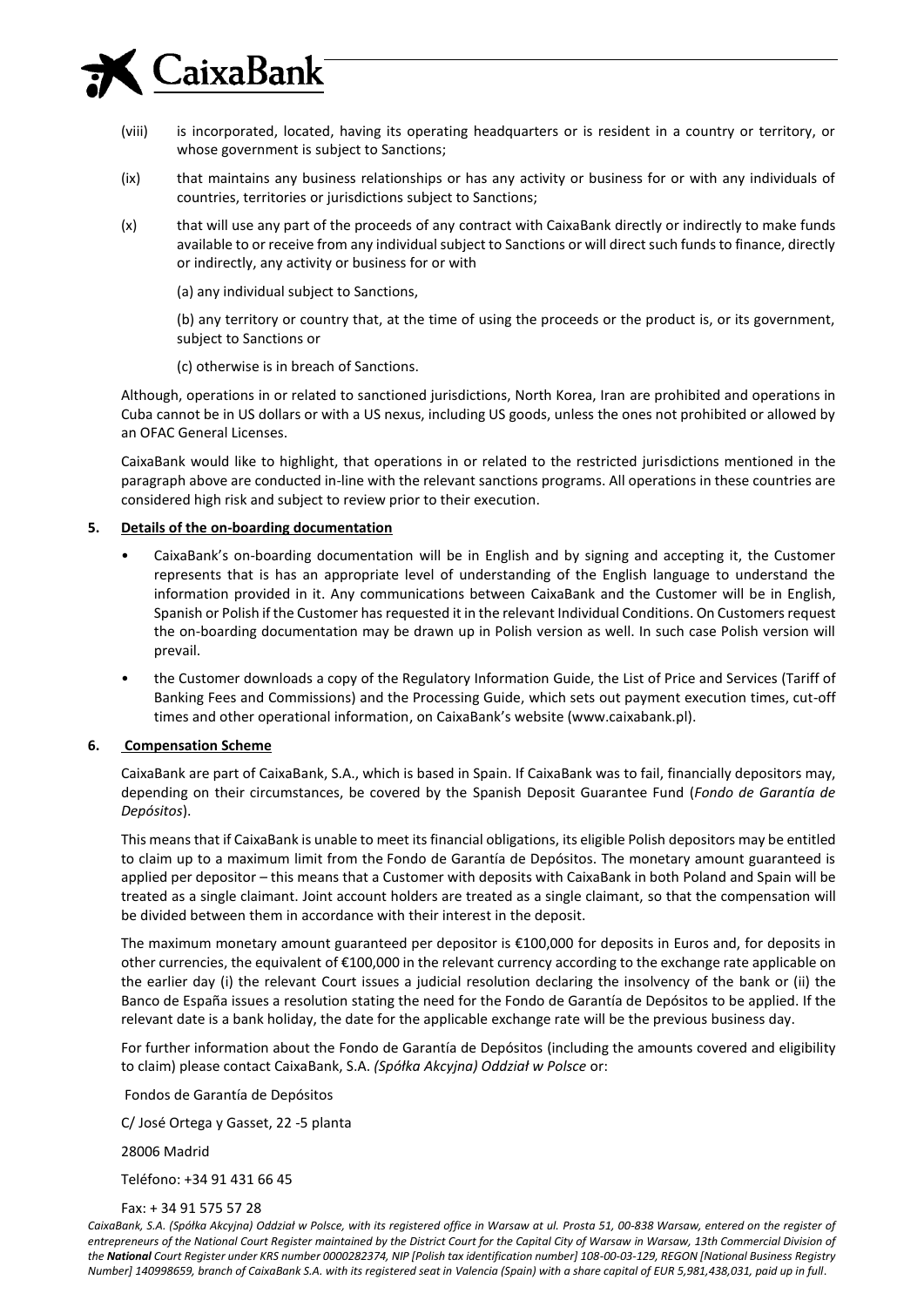(viii) is incorporated, located, having its operating headquarters or is resident in a country or territory, or whose government is subject to Sanctions;

(ix) that maintains any business relationships or has any activity or business for or with any individuals of countries, territories or jurisdictions subject to Sanctions;

(x) that will use any part of the proceeds of any contract with CaixaBank directly or indirectly to make funds available to or receive from any individual subject to Sanctions or will direct such funds to finance, directly or indirectly, any activity or business for or with

(a) any individual subject to Sanctions,

(b) any territory or country that, at the time of using the proceeds or the product is, or its government, subject to Sanctions or

(c) otherwise is in breach of Sanctions.

Although, operations in or related to sanctioned jurisdictions, North Korea, Iran are prohibited and operations in Cuba cannot be in US dollars or with a US nexus, including US goods, unless the ones not prohibited or allowed by an OFAC General Licenses.

CaixaBank would like to highlight, that operations in or related to the restricted jurisdictions mentioned in the paragraph above are conducted in-line with the relevant sanctions programs. All operations in these countries are considered high risk and subject to review prior to their execution.

## 5. Details of the on-boarding documentation

- CaixaBank's on-boarding documentation will be in English and by signing and accepting it, the Customer represents that is has an appropriate level of understanding of the English language to understand the information provided in it. Any communications between CaixaBank and the Customer will be in English, Spanish or Polish if the Customer has requested it in the relevant Individual Conditions. On Customers request the on-boarding documentation may be drawn up in Polish version as well. In such case Polish version will prevail.
- the Customer downloads a copy of the Regulatory Information Guide, the List of Price and Services (Tariff of Banking Fees and Commissions) and the Processing Guide, which sets out payment execution times, cut-off times and other operational information, on CaixaBank's website (www.caixabank.pl).

## 6. Compensation Scheme

CaixaBank are part of CaixaBank, S.A., which is based in Spain. If CaixaBank was to fail, financially depositors may, depending on their circumstances, be covered by the Spanish Deposit Guarantee Fund (*Fondo de Garantía de Depósitos*).

This means that if CaixaBank is unable to meet its financial obligations, its eligible Polish depositors may be entitled to claim up to a maximum limit from the Fondo de Garantía de Depósitos. The monetary amount guaranteed is applied per depositor – this means that a Customer with deposits with CaixaBank in both Poland and Spain will be treated as a single claimant. Joint account holders are treated as a single claimant, so that the compensation will be divided between them in accordance with their interest in the deposit.

The maximum monetary amount guaranteed per depositor is €100,000 for deposits in Euros and, for deposits in other currencies, the equivalent of €100,000 in the relevant currency according to the exchange rate applicable on the earlier day (i) the relevant Court issues a judicial resolution declaring the insolvency of the bank or (ii) the Banco de España issues a resolution stating the need for the Fondo de Garantía de Depósitos to be applied. If the relevant date is a bank holiday, the date for the applicable exchange rate will be the previous business day.

For further information about the Fondo de Garantía de Depósitos (including the amounts covered and eligibility to claim) please contact CaixaBank, S.A. *(Spółka Akcyjna) Oddział w Polsce* or:

Fondos de Garantía de Depósitos

C/ José Ortega y Gasset, 22 -5 planta

28006 Madrid

Teléfono: +34 91 431 66 45

Fax: + 34 91 575 57 28

*CaixaBank, S.A. (Spółka Akcyjna) Oddział w Polsce, with its registered office in Warsaw at ul. Prosta 51, 00-838 Warsaw, entered on the register of entrepreneurs of the National Court Register maintained by the District Court for the Capital City of Warsaw in Warsaw, 13th Commercial Division of the **National** Court Register under KRS number 0000282374, NIP [Polish tax identification number] 108-00-03-129, REGON [National Business Registry Number] 140998659, branch of CaixaBank S.A. with its registered seat in Valencia (Spain) with a share capital of EUR 5,981,438,031, paid up in full.*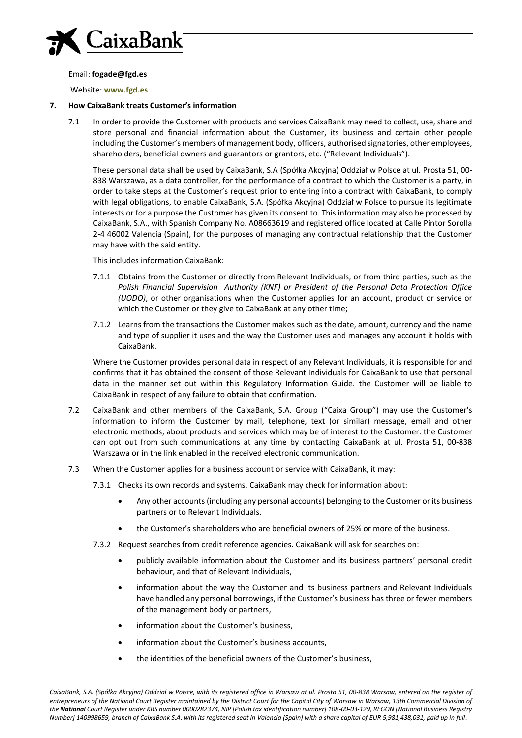Email: **fogade@fgd.es**

Website: **www.fgd.es**

## 7. How CaixaBank treats Customer's information

7.1 In order to provide the Customer with products and services CaixaBank may need to collect, use, share and store personal and financial information about the Customer, its business and certain other people including the Customer's members of management body, officers, authorised signatories, other employees, shareholders, beneficial owners and guarantors or grantors, etc. ("Relevant Individuals").

These personal data shall be used by CaixaBank, S.A (Spółka Akcyjna) Oddział w Polsce at ul. Prosta 51, 00-838 Warszawa, as a data controller, for the performance of a contract to which the Customer is a party, in order to take steps at the Customer's request prior to entering into a contract with CaixaBank, to comply with legal obligations, to enable CaixaBank, S.A. (Spółka Akcyjna) Oddział w Polsce to pursue its legitimate interests or for a purpose the Customer has given its consent to. This information may also be processed by CaixaBank, S.A., with Spanish Company No. A08663619 and registered office located at Calle Pintor Sorolla 2-4 46002 Valencia (Spain), for the purposes of managing any contractual relationship that the Customer may have with the said entity.

This includes information CaixaBank:

7.1.1 Obtains from the Customer or directly from Relevant Individuals, or from third parties, such as the *Polish Financial Supervision Authority (KNF) or President of the Personal Data Protection Office (UODO)*, or other organisations when the Customer applies for an account, product or service or which the Customer or they give to CaixaBank at any other time;

7.1.2 Learns from the transactions the Customer makes such as the date, amount, currency and the name and type of supplier it uses and the way the Customer uses and manages any account it holds with CaixaBank.

Where the Customer provides personal data in respect of any Relevant Individuals, it is responsible for and confirms that it has obtained the consent of those Relevant Individuals for CaixaBank to use that personal data in the manner set out within this Regulatory Information Guide. the Customer will be liable to CaixaBank in respect of any failure to obtain that confirmation.

7.2 CaixaBank and other members of the CaixaBank, S.A. Group ("Caixa Group") may use the Customer's information to inform the Customer by mail, telephone, text (or similar) message, email and other electronic methods, about products and services which may be of interest to the Customer. the Customer can opt out from such communications at any time by contacting CaixaBank at ul. Prosta 51, 00-838 Warszawa or in the link enabled in the received electronic communication.

7.3 When the Customer applies for a business account or service with CaixaBank, it may:

7.3.1 Checks its own records and systems. CaixaBank may check for information about:

- Any other accounts (including any personal accounts) belonging to the Customer or its business partners or to Relevant Individuals.
- the Customer's shareholders who are beneficial owners of 25% or more of the business.

7.3.2 Request searches from credit reference agencies. CaixaBank will ask for searches on:

- publicly available information about the Customer and its business partners' personal credit behaviour, and that of Relevant Individuals,
- information about the way the Customer and its business partners and Relevant Individuals have handled any personal borrowings, if the Customer's business has three or fewer members of the management body or partners,
- information about the Customer's business,
- information about the Customer's business accounts,
- the identities of the beneficial owners of the Customer's business,

*CaixaBank, S.A. (Spółka Akcyjna) Oddział w Polsce, with its registered office in Warsaw at ul. Prosta 51, 00-838 Warsaw, entered on the register of entrepreneurs of the National Court Register maintained by the District Court for the Capital City of Warsaw in Warsaw, 13th Commercial Division of the **National** Court Register under KRS number 0000282374, NIP [Polish tax identification number] 108-00-03-129, REGON [National Business Registry Number] 140998659, branch of CaixaBank S.A. with its registered seat in Valencia (Spain) with a share capital of EUR 5,981,438,031, paid up in full.*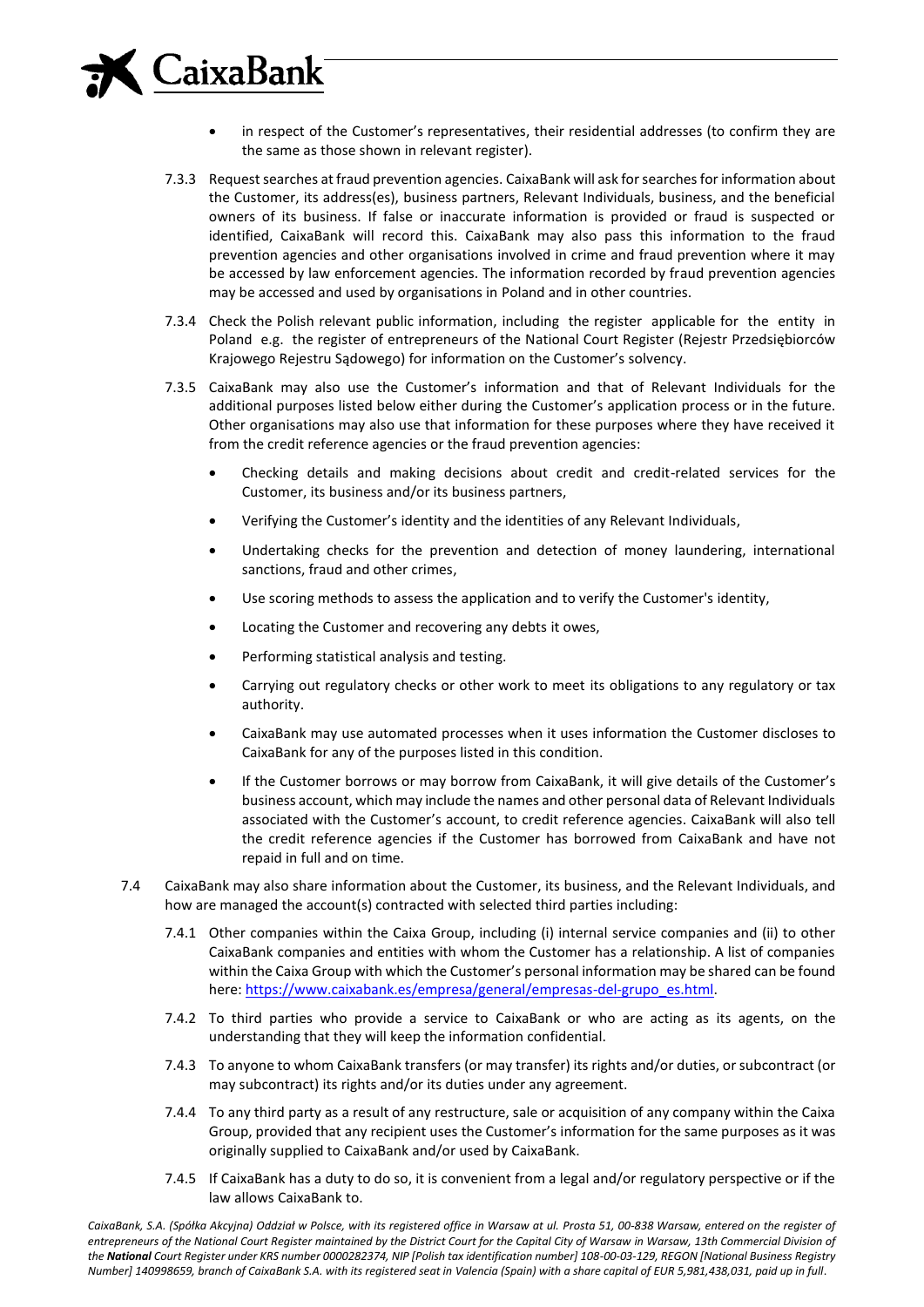- in respect of the Customer's representatives, their residential addresses (to confirm they are the same as those shown in relevant register).

7.3.3 Request searches at fraud prevention agencies. CaixaBank will ask for searches for information about the Customer, its address(es), business partners, Relevant Individuals, business, and the beneficial owners of its business. If false or inaccurate information is provided or fraud is suspected or identified, CaixaBank will record this. CaixaBank may also pass this information to the fraud prevention agencies and other organisations involved in crime and fraud prevention where it may be accessed by law enforcement agencies. The information recorded by fraud prevention agencies may be accessed and used by organisations in Poland and in other countries.

7.3.4 Check the Polish relevant public information, including the register applicable for the entity in Poland e.g. the register of entrepreneurs of the National Court Register (Rejestr Przedsiębiorców Krajowego Rejestru Sądowego) for information on the Customer's solvency.

7.3.5 CaixaBank may also use the Customer's information and that of Relevant Individuals for the additional purposes listed below either during the Customer's application process or in the future. Other organisations may also use that information for these purposes where they have received it from the credit reference agencies or the fraud prevention agencies:

- Checking details and making decisions about credit and credit-related services for the Customer, its business and/or its business partners,
- Verifying the Customer's identity and the identities of any Relevant Individuals,
- Undertaking checks for the prevention and detection of money laundering, international sanctions, fraud and other crimes,
- Use scoring methods to assess the application and to verify the Customer's identity,
- Locating the Customer and recovering any debts it owes,
- Performing statistical analysis and testing.
- Carrying out regulatory checks or other work to meet its obligations to any regulatory or tax authority.
- CaixaBank may use automated processes when it uses information the Customer discloses to CaixaBank for any of the purposes listed in this condition.
- If the Customer borrows or may borrow from CaixaBank, it will give details of the Customer's business account, which may include the names and other personal data of Relevant Individuals associated with the Customer's account, to credit reference agencies. CaixaBank will also tell the credit reference agencies if the Customer has borrowed from CaixaBank and have not repaid in full and on time.

7.4 CaixaBank may also share information about the Customer, its business, and the Relevant Individuals, and how are managed the account(s) contracted with selected third parties including:

7.4.1 Other companies within the Caixa Group, including (i) internal service companies and (ii) to other CaixaBank companies and entities with whom the Customer has a relationship. A list of companies within the Caixa Group with which the Customer's personal information may be shared can be found here: [https://www.caixabank.es/empresa/general/empresas-del-grupo_es.html](https://www.caixabank.es/empresa/general/empresas-del-grupo_es.html).

7.4.2 To third parties who provide a service to CaixaBank or who are acting as its agents, on the understanding that they will keep the information confidential.

7.4.3 To anyone to whom CaixaBank transfers (or may transfer) its rights and/or duties, or subcontract (or may subcontract) its rights and/or its duties under any agreement.

7.4.4 To any third party as a result of any restructure, sale or acquisition of any company within the Caixa Group, provided that any recipient uses the Customer's information for the same purposes as it was originally supplied to CaixaBank and/or used by CaixaBank.

7.4.5 If CaixaBank has a duty to do so, it is convenient from a legal and/or regulatory perspective or if the law allows CaixaBank to.

*CaixaBank, S.A. (Spółka Akcyjna) Oddział w Polsce, with its registered office in Warsaw at ul. Prosta 51, 00-838 Warsaw, entered on the register of entrepreneurs of the National Court Register maintained by the District Court for the Capital City of Warsaw in Warsaw, 13th Commercial Division of the **National** Court Register under KRS number 0000282374, NIP [Polish tax identification number] 108-00-03-129, REGON [National Business Registry Number] 140998659, branch of CaixaBank S.A. with its registered seat in Valencia (Spain) with a share capital of EUR 5,981,438,031, paid up in full.*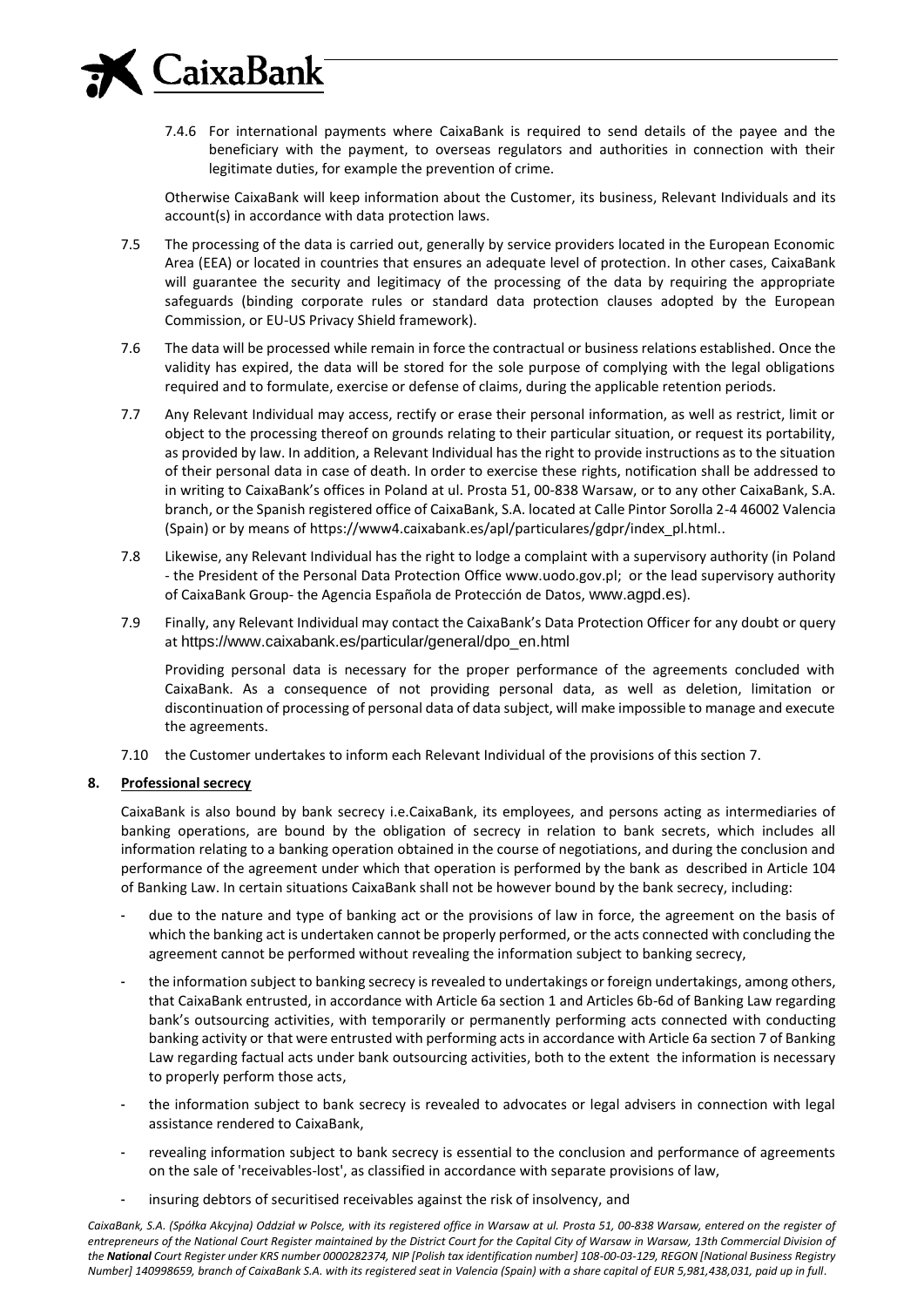7.4.6 For international payments where CaixaBank is required to send details of the payee and the beneficiary with the payment, to overseas regulators and authorities in connection with their legitimate duties, for example the prevention of crime.

Otherwise CaixaBank will keep information about the Customer, its business, Relevant Individuals and its account(s) in accordance with data protection laws.

7.5 The processing of the data is carried out, generally by service providers located in the European Economic Area (EEA) or located in countries that ensures an adequate level of protection. In other cases, CaixaBank will guarantee the security and legitimacy of the processing of the data by requiring the appropriate safeguards (binding corporate rules or standard data protection clauses adopted by the European Commission, or EU-US Privacy Shield framework).

7.6 The data will be processed while remain in force the contractual or business relations established. Once the validity has expired, the data will be stored for the sole purpose of complying with the legal obligations required and to formulate, exercise or defense of claims, during the applicable retention periods.

7.7 Any Relevant Individual may access, rectify or erase their personal information, as well as restrict, limit or object to the processing thereof on grounds relating to their particular situation, or request its portability, as provided by law. In addition, a Relevant Individual has the right to provide instructions as to the situation of their personal data in case of death. In order to exercise these rights, notification shall be addressed to in writing to CaixaBank's offices in Poland at ul. Prosta 51, 00-838 Warsaw, or to any other CaixaBank, S.A. branch, or the Spanish registered office of CaixaBank, S.A. located at Calle Pintor Sorolla 2-4 46002 Valencia (Spain) or by means of https://www4.caixabank.es/apl/particulares/gdpr/index_pl.html..

7.8 Likewise, any Relevant Individual has the right to lodge a complaint with a supervisory authority (in Poland - the President of the Personal Data Protection Office www.uodo.gov.pl; or the lead supervisory authority of CaixaBank Group- the Agencia Española de Protección de Datos, www.agpd.es).

7.9 Finally, any Relevant Individual may contact the CaixaBank's Data Protection Officer for any doubt or query at https://www.caixabank.es/particular/general/dpo_en.html

Providing personal data is necessary for the proper performance of the agreements concluded with CaixaBank. As a consequence of not providing personal data, as well as deletion, limitation or discontinuation of processing of personal data of data subject, will make impossible to manage and execute the agreements.

7.10 the Customer undertakes to inform each Relevant Individual of the provisions of this section 7.

## 8. Professional secrecy

CaixaBank is also bound by bank secrecy i.e.CaixaBank, its employees, and persons acting as intermediaries of banking operations, are bound by the obligation of secrecy in relation to bank secrets, which includes all information relating to a banking operation obtained in the course of negotiations, and during the conclusion and performance of the agreement under which that operation is performed by the bank as described in Article 104 of Banking Law. In certain situations CaixaBank shall not be however bound by the bank secrecy, including:

- due to the nature and type of banking act or the provisions of law in force, the agreement on the basis of which the banking act is undertaken cannot be properly performed, or the acts connected with concluding the agreement cannot be performed without revealing the information subject to banking secrecy,
- the information subject to banking secrecy is revealed to undertakings or foreign undertakings, among others, that CaixaBank entrusted, in accordance with Article 6a section 1 and Articles 6b-6d of Banking Law regarding bank's outsourcing activities, with temporarily or permanently performing acts connected with conducting banking activity or that were entrusted with performing acts in accordance with Article 6a section 7 of Banking Law regarding factual acts under bank outsourcing activities, both to the extent the information is necessary to properly perform those acts,
- the information subject to bank secrecy is revealed to advocates or legal advisers in connection with legal assistance rendered to CaixaBank,
- revealing information subject to bank secrecy is essential to the conclusion and performance of agreements on the sale of 'receivables-lost', as classified in accordance with separate provisions of law,
- insuring debtors of securitised receivables against the risk of insolvency, and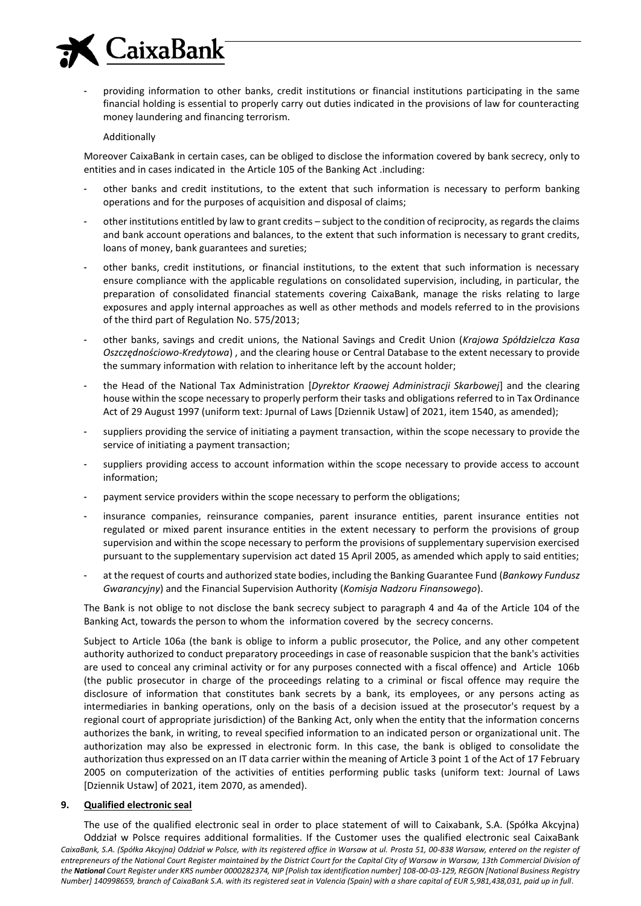- providing information to other banks, credit institutions or financial institutions participating in the same financial holding is essential to properly carry out duties indicated in the provisions of law for counteracting money laundering and financing terrorism.

Additionally

Moreover CaixaBank in certain cases, can be obliged to disclose the information covered by bank secrecy, only to entities and in cases indicated in the Article 105 of the Banking Act .including:

- other banks and credit institutions, to the extent that such information is necessary to perform banking operations and for the purposes of acquisition and disposal of claims;
- other institutions entitled by law to grant credits – subject to the condition of reciprocity, as regards the claims and bank account operations and balances, to the extent that such information is necessary to grant credits, loans of money, bank guarantees and sureties;
- other banks, credit institutions, or financial institutions, to the extent that such information is necessary ensure compliance with the applicable regulations on consolidated supervision, including, in particular, the preparation of consolidated financial statements covering CaixaBank, manage the risks relating to large exposures and apply internal approaches as well as other methods and models referred to in the provisions of the third part of Regulation No. 575/2013;
- other banks, savings and credit unions, the National Savings and Credit Union (*Krajowa Spółdzielcza Kasa Oszczędnościowo-Kredytowa*) , and the clearing house or Central Database to the extent necessary to provide the summary information with relation to inheritance left by the account holder;
- the Head of the National Tax Administration [*Dyrektor Kraowej Administracji Skarbowej*] and the clearing house within the scope necessary to properly perform their tasks and obligations referred to in Tax Ordinance Act of 29 August 1997 (uniform text: Jpurnal of Laws [Dziennik Ustaw] of 2021, item 1540, as amended);
- suppliers providing the service of initiating a payment transaction, within the scope necessary to provide the service of initiating a payment transaction;
- suppliers providing access to account information within the scope necessary to provide access to account information;
- payment service providers within the scope necessary to perform the obligations;
- insurance companies, reinsurance companies, parent insurance entities, parent insurance entities not regulated or mixed parent insurance entities in the extent necessary to perform the provisions of group supervision and within the scope necessary to perform the provisions of supplementary supervision exercised pursuant to the supplementary supervision act dated 15 April 2005, as amended which apply to said entities;
- at the request of courts and authorized state bodies, including the Banking Guarantee Fund (*Bankowy Fundusz Gwarancyjny*) and the Financial Supervision Authority (*Komisja Nadzoru Finansowego*).

The Bank is not oblige to not disclose the bank secrecy subject to paragraph 4 and 4a of the Article 104 of the Banking Act, towards the person to whom the information covered by the secrecy concerns.

Subject to Article 106a (the bank is oblige to inform a public prosecutor, the Police, and any other competent authority authorized to conduct preparatory proceedings in case of reasonable suspicion that the bank's activities are used to conceal any criminal activity or for any purposes connected with a fiscal offence) and Article 106b (the public prosecutor in charge of the proceedings relating to a criminal or fiscal offence may require the disclosure of information that constitutes bank secrets by a bank, its employees, or any persons acting as intermediaries in banking operations, only on the basis of a decision issued at the prosecutor's request by a regional court of appropriate jurisdiction) of the Banking Act, only when the entity that the information concerns authorizes the bank, in writing, to reveal specified information to an indicated person or organizational unit. The authorization may also be expressed in electronic form. In this case, the bank is obliged to consolidate the authorization thus expressed on an IT data carrier within the meaning of Article 3 point 1 of the Act of 17 February 2005 on computerization of the activities of entities performing public tasks (uniform text: Journal of Laws [Dziennik Ustaw] of 2021, item 2070, as amended).

## 9. Qualified electronic seal

The use of the qualified electronic seal in order to place statement of will to Caixabank, S.A. (Spółka Akcyjna) Oddział w Polsce requires additional formalities. If the Customer uses the qualified electronic seal CaixaBank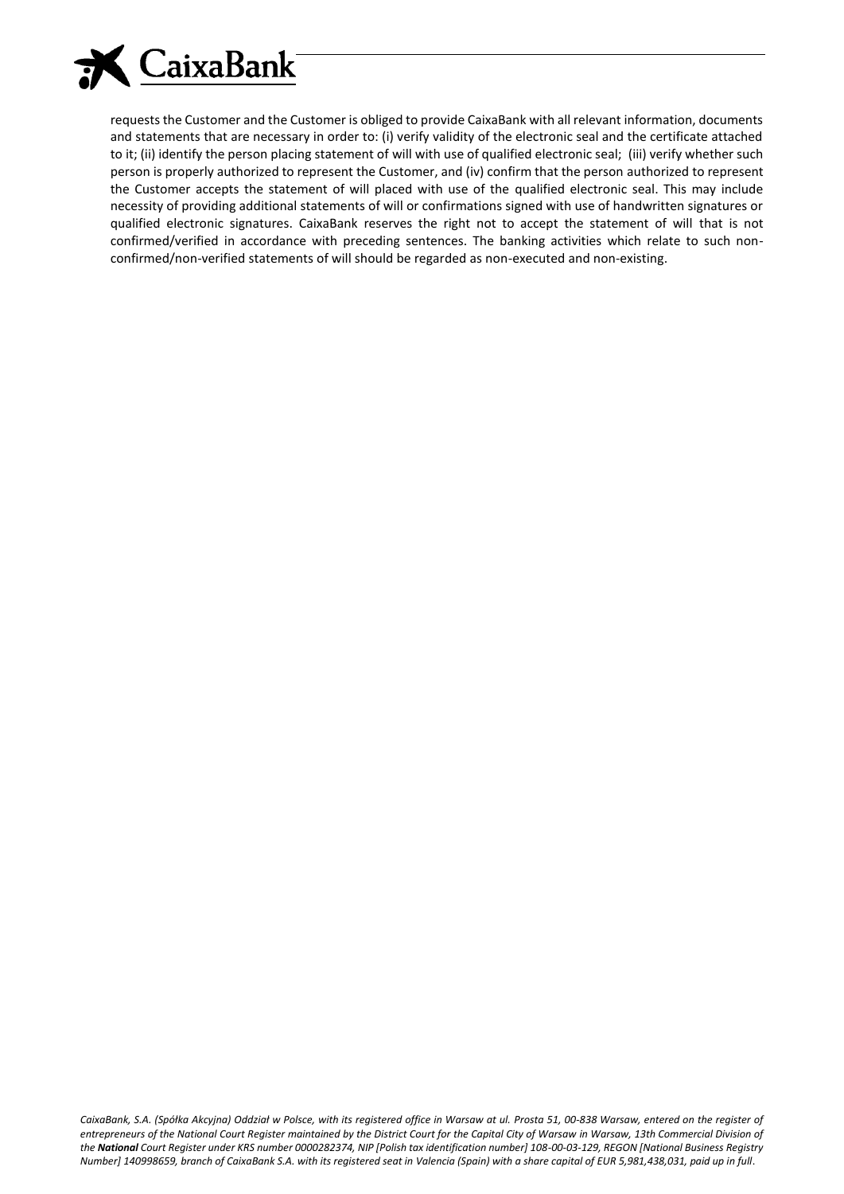requests the Customer and the Customer is obliged to provide CaixaBank with all relevant information, documents and statements that are necessary in order to: (i) verify validity of the electronic seal and the certificate attached to it; (ii) identify the person placing statement of will with use of qualified electronic seal; (iii) verify whether such person is properly authorized to represent the Customer, and (iv) confirm that the person authorized to represent the Customer accepts the statement of will placed with use of the qualified electronic seal. This may include necessity of providing additional statements of will or confirmations signed with use of handwritten signatures or qualified electronic signatures. CaixaBank reserves the right not to accept the statement of will that is not confirmed/verified in accordance with preceding sentences. The banking activities which relate to such non-confirmed/non-verified statements of will should be regarded as non-executed and non-existing.